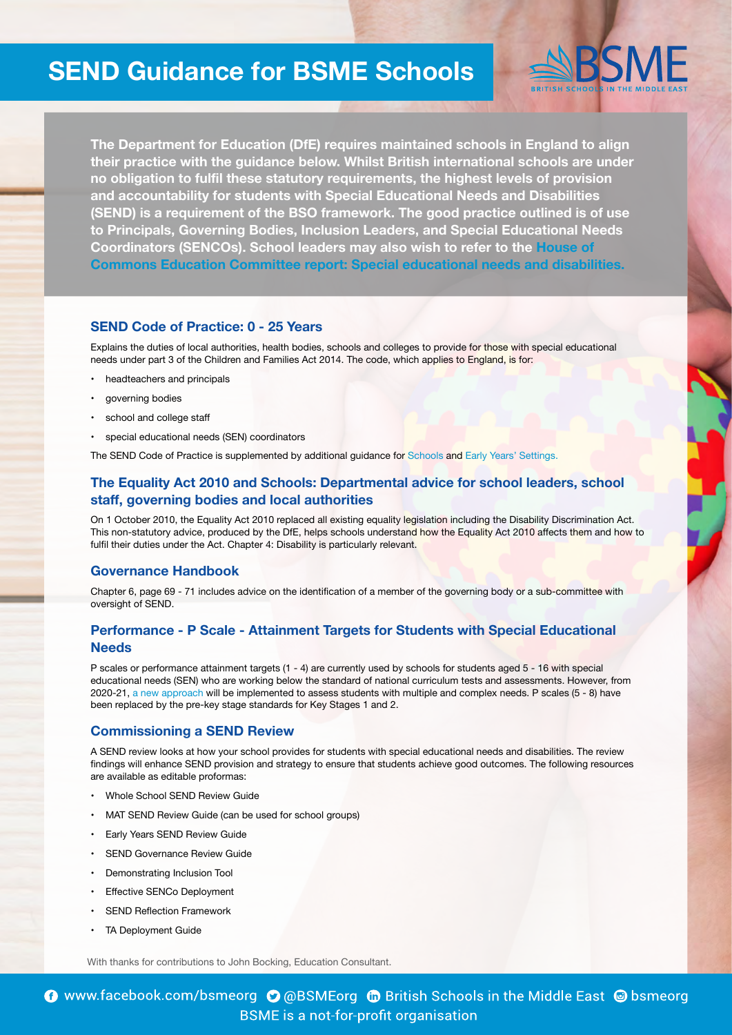# SEND Guidance for BSME Schools

**The Department for Education (DfE) requires maintained schools in England to align their practice with the guidance below. Whilst British international schools are under no obligation to fulfil these statutory requirements, the highest levels of provision and accountability for students with Special Educational Needs and Disabilities (SEND) is a requirement of the BSO framework. The good practice outlined is of use to Principals, Governing Bodies, Inclusion Leaders, and Special Educational Needs Coordinators (SENCOs). School leaders may also wish to refer to the House of Commons Education Committee report: Special educational needs and disabilities.**

## SEND Code of Practice: 0 - 25 Years

Explains the duties of local authorities, health bodies, schools and colleges to provide for those with special educational needs under part 3 of the Children and Families Act 2014. The code, which applies to England, is for:

- headteachers and principals
- governing bodies
- school and college staff
- special educational needs (SEN) coordinators

The SEND Code of Practice is supplemented by additional guidance for Schools and Early Years' Settings.

## The Equality Act 2010 and Schools: Departmental advice for school leaders, school staff, governing bodies and local authorities

On 1 October 2010, the Equality Act 2010 replaced all existing equality legislation including the Disability Discrimination Act. This non-statutory advice, produced by the DfE, helps schools understand how the Equality Act 2010 affects them and how to fulfil their duties under the Act. Chapter 4: Disability is particularly relevant.

## Governance Handbook

Chapter 6, page 69 - 71 includes advice on the identification of a member of the governing body or a sub-committee with oversight of SEND.

## Performance - P Scale - Attainment Targets for Students with Special Educational Needs

P scales or performance attainment targets (1 - 4) are currently used by schools for students aged 5 - 16 with special educational needs (SEN) who are working below the standard of national curriculum tests and assessments. However, from 2020-21, a new approach will be implemented to assess students with multiple and complex needs. P scales (5 - 8) have been replaced by the pre-key stage standards for Key Stages 1 and 2.

## Commissioning a SEND Review

A SEND review looks at how your school provides for students with special educational needs and disabilities. The review findings will enhance SEND provision and strategy to ensure that students achieve good outcomes. The following resources are available as editable proformas:

- Whole School SEND Review Guide
- MAT SEND Review Guide (can be used for school groups)
- Early Years SEND Review Guide
- SEND Governance Review Guide
- Demonstrating Inclusion Tool
- Effective SENCo Deployment
- SEND Reflection Framework
- TA Deployment Guide

With thanks for contributions to John Bocking, Education Consultant.

www.facebook.com/bsmeorg @BSMEorg British Schools in the Middle East bsmeorg

BSME is a not-for-profit organisation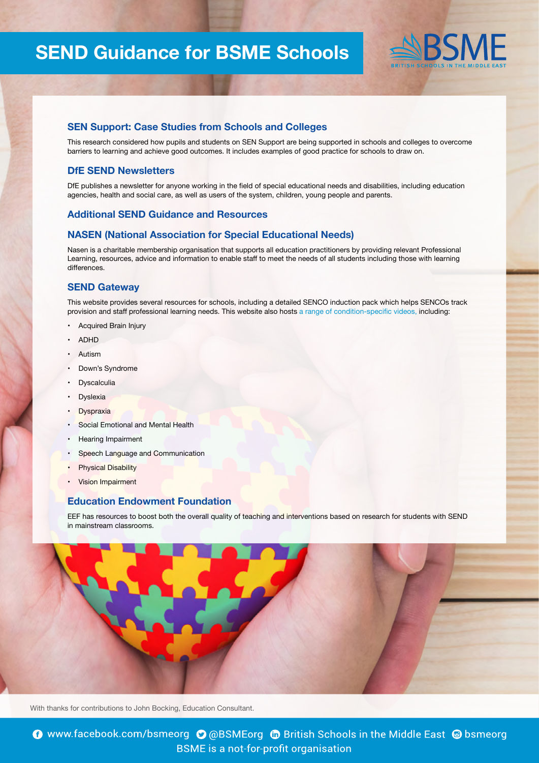# SEND Guidance for BSME Schools

## SEN Support: Case Studies from Schools and Colleges

This research considered how pupils and students on SEN Support are being supported in schools and colleges to overcome barriers to learning and achieve good outcomes. It includes examples of good practice for schools to draw on.

## DfE SEND Newsletters

DfE publishes a newsletter for anyone working in the field of special educational needs and disabilities, including education agencies, health and social care, as well as users of the system, children, young people and parents.

## Additional SEND Guidance and Resources

## NASEN (National Association for Special Educational Needs)

Nasen is a charitable membership organisation that supports all education practitioners by providing relevant Professional Learning, resources, advice and information to enable staff to meet the needs of all students including those with learning differences.

## SEND Gateway

This website provides several resources for schools, including a detailed SENCO induction pack which helps SENCOs track provision and staff professional learning needs. This website also hosts a range of condition-specific videos, including:

- Acquired Brain Injury
- ADHD
- Autism
- Down's Syndrome
- Dyscalculia
- Dyslexia
- Dyspraxia
- Social Emotional and Mental Health
- Hearing Impairment
- Speech Language and Communication
- Physical Disability
- Vision Impairment

## Education Endowment Foundation

EEF has resources to boost both the overall quality of teaching and interventions based on research for students with SEND in mainstream classrooms.

With thanks for contributions to John Bocking, Education Consultant.

www.facebook.com/bsmeorg @BSMEorg British Schools in the Middle East bsmeorg
BSME is a not-for-profit organisation